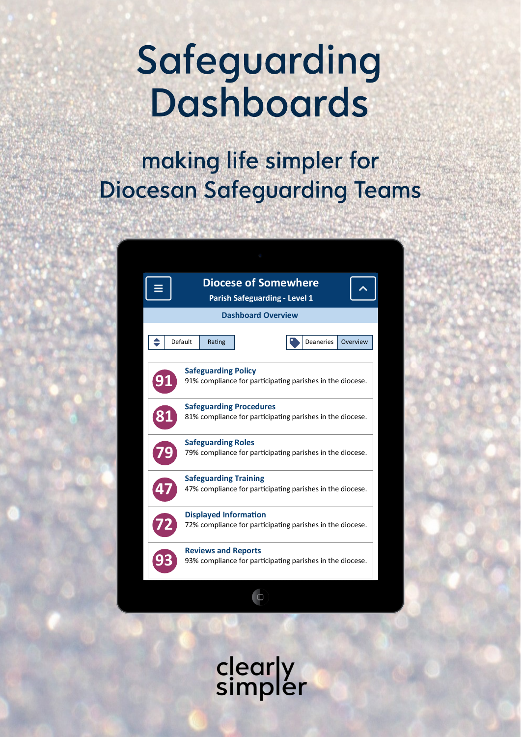# Safeguarding Dashboards

## making life simpler for Diocesan Safeguarding Teams

**Diocese of Somewhere**

**Parish Safeguarding - Level 1**

**Dashboard Overview**

Default | Rating

Deaneries | Overview

| Score | Area |
|---|---|
| 91 | **Safeguarding Policy** 91% compliance for participating parishes in the diocese. |
| 81 | **Safeguarding Procedures** 81% compliance for participating parishes in the diocese. |
| 79 | **Safeguarding Roles** 79% compliance for participating parishes in the diocese. |
| 47 | **Safeguarding Training** 47% compliance for participating parishes in the diocese. |
| 72 | **Displayed Information** 72% compliance for participating parishes in the diocese. |
| 93 | **Reviews and Reports** 93% compliance for participating parishes in the diocese. |

clearly simpler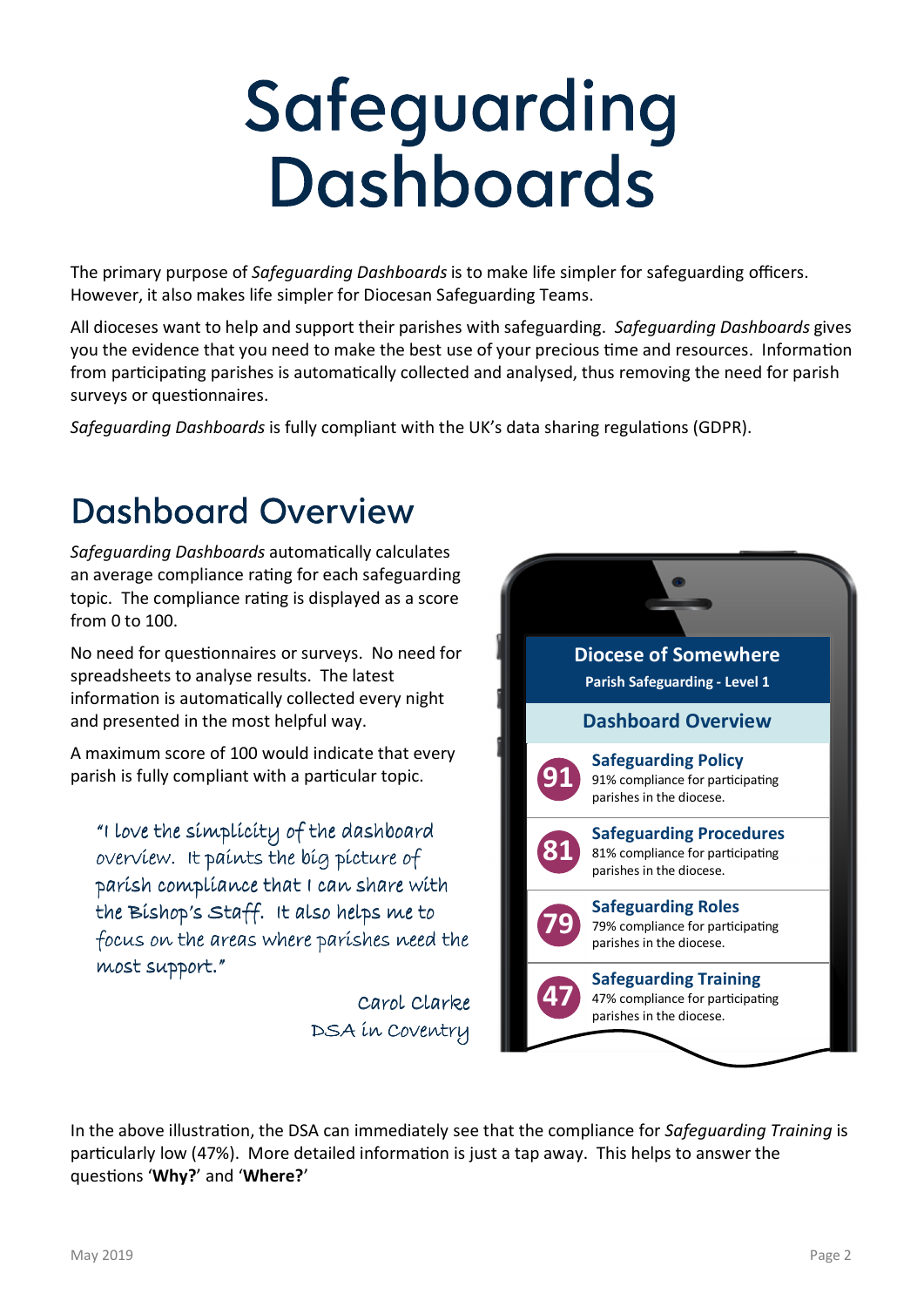# Safeguarding Dashboards

The primary purpose of *Safeguarding Dashboards* is to make life simpler for safeguarding officers. However, it also makes life simpler for Diocesan Safeguarding Teams.

All dioceses want to help and support their parishes with safeguarding. *Safeguarding Dashboards* gives you the evidence that you need to make the best use of your precious time and resources. Information from participating parishes is automatically collected and analysed, thus removing the need for parish surveys or questionnaires.

*Safeguarding Dashboards* is fully compliant with the UK's data sharing regulations (GDPR).

## Dashboard Overview

*Safeguarding Dashboards* automatically calculates an average compliance rating for each safeguarding topic. The compliance rating is displayed as a score from 0 to 100.

No need for questionnaires or surveys. No need for spreadsheets to analyse results. The latest information is automatically collected every night and presented in the most helpful way.

A maximum score of 100 would indicate that every parish is fully compliant with a particular topic.

> "I love the simplicity of the dashboard overview. It paints the big picture of parish compliance that I can share with the Bishop's Staff. It also helps me to focus on the areas where parishes need the most support."
>
> Carol Clarke
> DSA in Coventry

**Diocese of Somewhere**
**Parish Safeguarding - Level 1**

**Dashboard Overview**

- **91** — **Safeguarding Policy**: 91% compliance for participating parishes in the diocese.
- **81** — **Safeguarding Procedures**: 81% compliance for participating parishes in the diocese.
- **79** — **Safeguarding Roles**: 79% compliance for participating parishes in the diocese.
- **47** — **Safeguarding Training**: 47% compliance for participating parishes in the diocese.

In the above illustration, the DSA can immediately see that the compliance for *Safeguarding Training* is particularly low (47%). More detailed information is just a tap away. This helps to answer the questions '**Why?**' and '**Where?**'

May 2019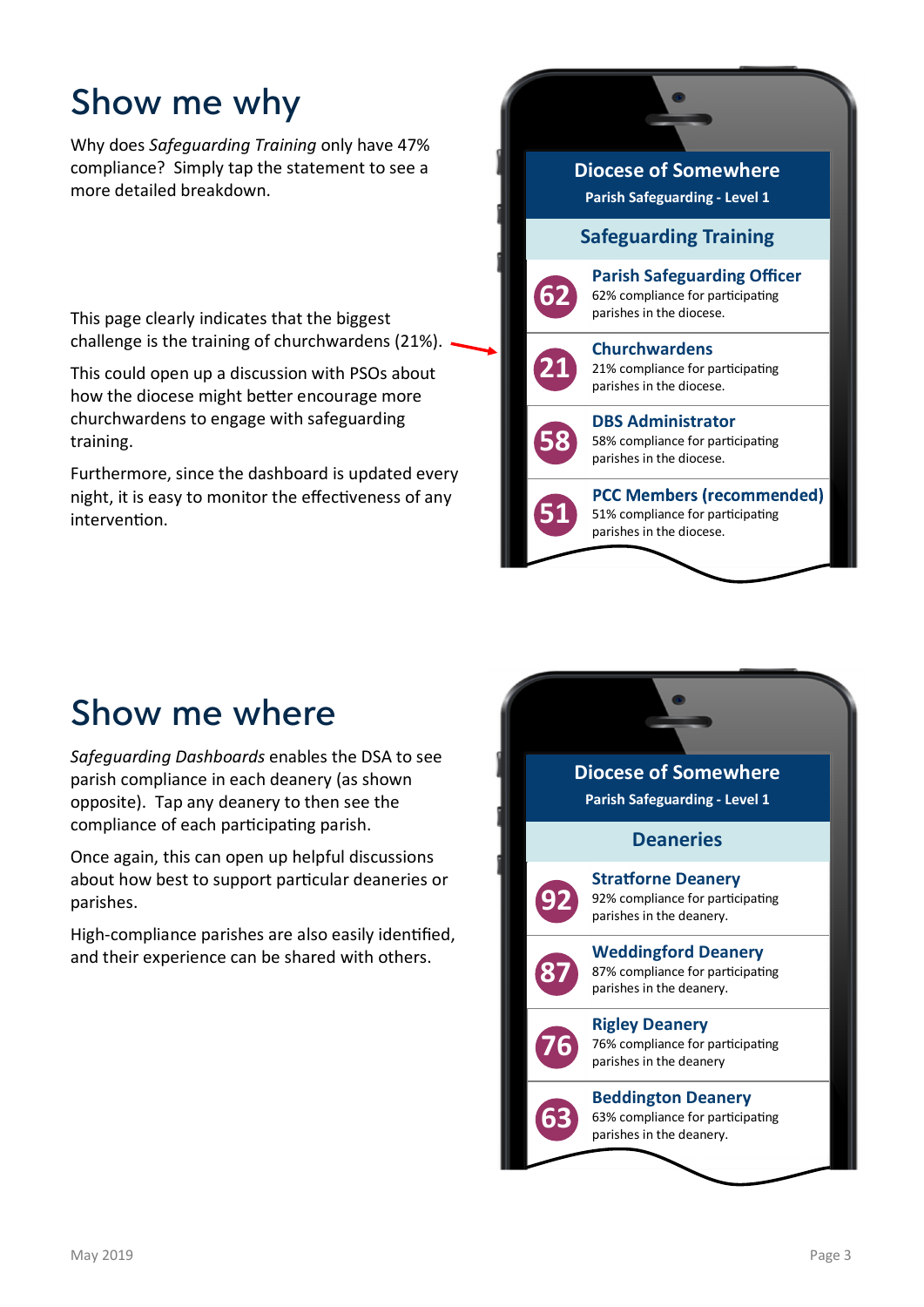# Show me why

Why does *Safeguarding Training* only have 47% compliance? Simply tap the statement to see a more detailed breakdown.

This page clearly indicates that the biggest challenge is the training of churchwardens (21%).

This could open up a discussion with PSOs about how the diocese might better encourage more churchwardens to engage with safeguarding training.

Furthermore, since the dashboard is updated every night, it is easy to monitor the effectiveness of any intervention.

**Diocese of Somewhere**

**Parish Safeguarding - Level 1**

**Safeguarding Training**

**62** — **Parish Safeguarding Officer**
62% compliance for participating parishes in the diocese.

**21** — **Churchwardens**
21% compliance for participating parishes in the diocese.

**58** — **DBS Administrator**
58% compliance for participating parishes in the diocese.

**51** — **PCC Members (recommended)**
51% compliance for participating parishes in the diocese.

# Show me where

*Safeguarding Dashboards* enables the DSA to see parish compliance in each deanery (as shown opposite). Tap any deanery to then see the compliance of each participating parish.

Once again, this can open up helpful discussions about how best to support particular deaneries or parishes.

High-compliance parishes are also easily identified, and their experience can be shared with others.

**Diocese of Somewhere**

**Parish Safeguarding - Level 1**

**Deaneries**

**92** — **Stratforne Deanery**
92% compliance for participating parishes in the deanery.

**87** — **Weddingford Deanery**
87% compliance for participating parishes in the deanery.

**76** — **Rigley Deanery**
76% compliance for participating parishes in the deanery

**63** — **Beddington Deanery**
63% compliance for participating parishes in the deanery.

May 2019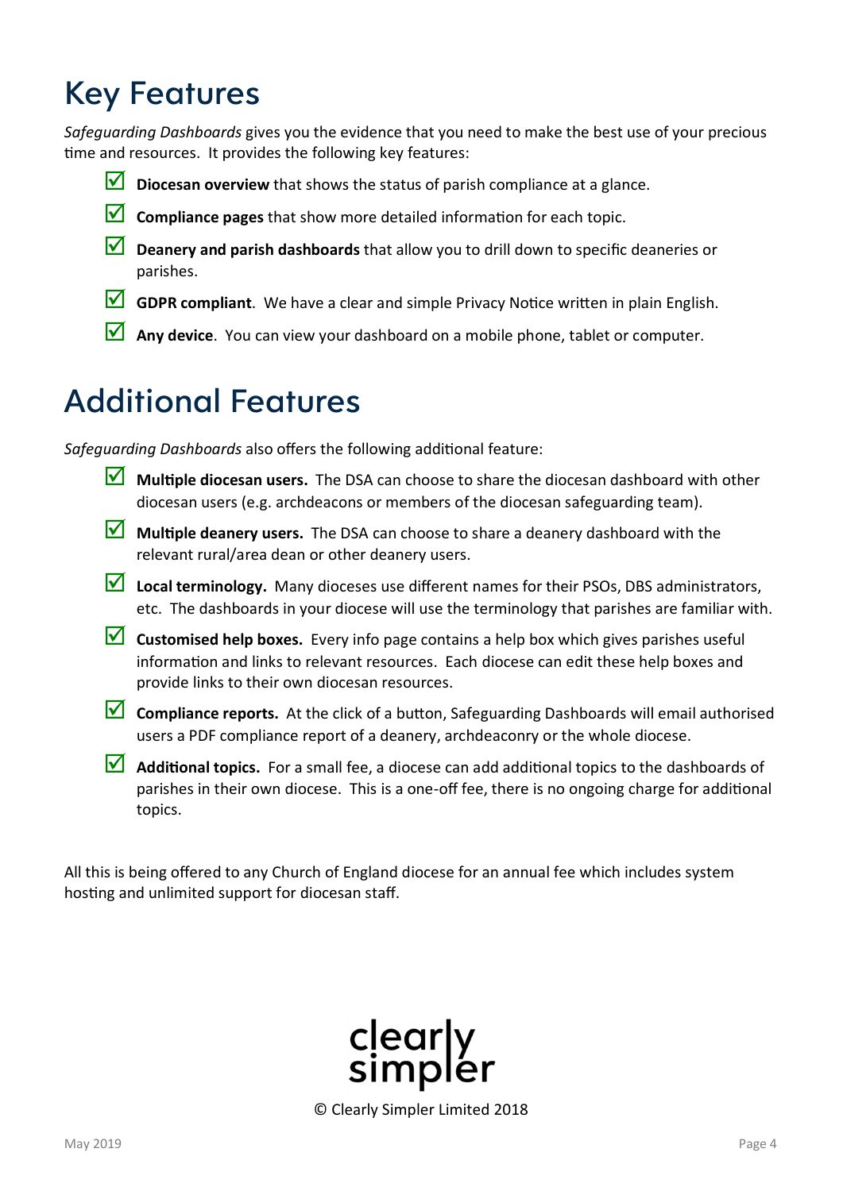# Key Features

*Safeguarding Dashboards* gives you the evidence that you need to make the best use of your precious time and resources. It provides the following key features:

- ☑ **Diocesan overview** that shows the status of parish compliance at a glance.
- ☑ **Compliance pages** that show more detailed information for each topic.
- ☑ **Deanery and parish dashboards** that allow you to drill down to specific deaneries or parishes.
- ☑ **GDPR compliant**. We have a clear and simple Privacy Notice written in plain English.
- ☑ **Any device**. You can view your dashboard on a mobile phone, tablet or computer.

# Additional Features

*Safeguarding Dashboards* also offers the following additional feature:

- ☑ **Multiple diocesan users.** The DSA can choose to share the diocesan dashboard with other diocesan users (e.g. archdeacons or members of the diocesan safeguarding team).
- ☑ **Multiple deanery users.** The DSA can choose to share a deanery dashboard with the relevant rural/area dean or other deanery users.
- ☑ **Local terminology.** Many dioceses use different names for their PSOs, DBS administrators, etc. The dashboards in your diocese will use the terminology that parishes are familiar with.
- ☑ **Customised help boxes.** Every info page contains a help box which gives parishes useful information and links to relevant resources. Each diocese can edit these help boxes and provide links to their own diocesan resources.
- ☑ **Compliance reports.** At the click of a button, Safeguarding Dashboards will email authorised users a PDF compliance report of a deanery, archdeaconry or the whole diocese.
- ☑ **Additional topics.** For a small fee, a diocese can add additional topics to the dashboards of parishes in their own diocese. This is a one-off fee, there is no ongoing charge for additional topics.

All this is being offered to any Church of England diocese for an annual fee which includes system hosting and unlimited support for diocesan staff.

clearly simpler

© Clearly Simpler Limited 2018

May 2019